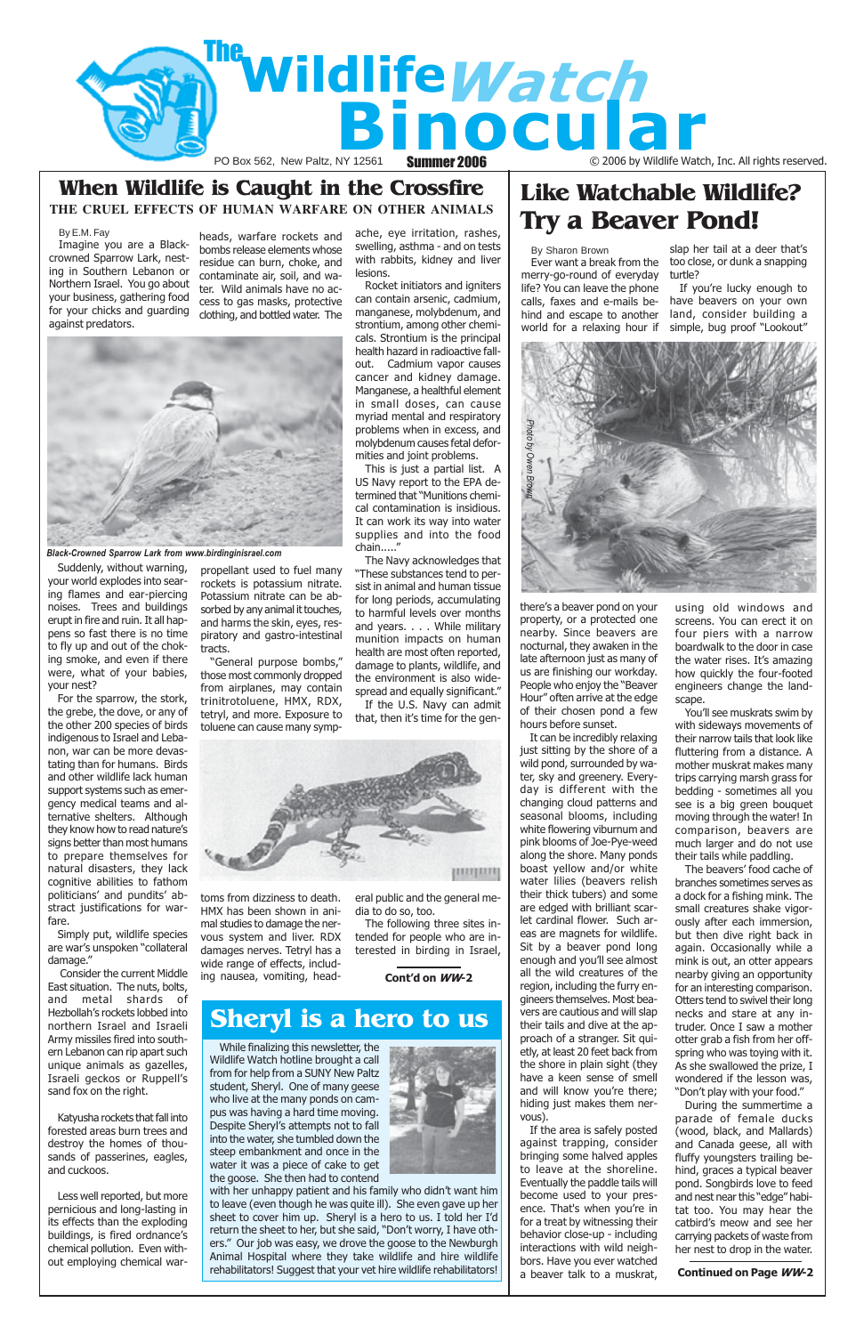# The Wildlife Watch Binocular

PO Box 562, New Paltz, NY 12561 **Summer 2006** © 2006 by Wildlife Watch, Inc. All rights reserved.

## When Wildlife is Caught in the Crossfire

### THE CRUEL EFFECTS OF HUMAN WARFARE ON OTHER ANIMALS

By E.M. Fay

Imagine you are a Black-crowned Sparrow Lark, nesting in Southern Lebanon or Northern Israel. You go about your business, gathering food for your chicks and guarding against predators.

*Black-Crowned Sparrow Lark from www.birdinginisrael.com*

Suddenly, without warning, your world explodes into searing flames and ear-piercing noises. Trees and buildings erupt in fire and ruin. It all happens so fast there is no time to fly up and out of the choking smoke, and even if there were, what of your babies, your nest?

For the sparrow, the stork, the grebe, the dove, or any of the other 200 species of birds indigenous to Israel and Lebanon, war can be more devastating than for humans. Birds and other wildlife lack human support systems such as emergency medical teams and alternative shelters. Although they know how to read nature's signs better than most humans to prepare themselves for natural disasters, they lack cognitive abilities to fathom politicians' and pundits' abstract justifications for warfare.

Simply put, wildlife species are war's unspoken "collateral damage."

Consider the current Middle East situation. The nuts, bolts, and metal shards of Hezbollah's rockets lobbed into northern Israel and Israeli Army missiles fired into southern Lebanon can rip apart such unique animals as gazelles, Israeli geckos or Ruppell's sand fox on the right.

Katyusha rockets that fall into forested areas burn trees and destroy the homes of thousands of passerines, eagles, and cuckoos.

Less well reported, but more pernicious and long-lasting in its effects than the exploding buildings, is fired ordnance's chemical pollution. Even without employing chemical warheads, warfare rockets and bombs release elements whose residue can burn, choke, and contaminate air, soil, and water. Wild animals have no access to gas masks, protective clothing, and bottled water. The propellant used to fuel many rockets is potassium nitrate. Potassium nitrate can be absorbed by any animal it touches, and harms the skin, eyes, respiratory and gastro-intestinal tracts.

"General purpose bombs," those most commonly dropped from airplanes, may contain trinitrotoluene, HMX, RDX, tetryl, and more. Exposure to toluene can cause many symptoms from dizziness to death. HMX has been shown in animal studies to damage the nervous system and liver. RDX damages nerves. Tetryl has a wide range of effects, including nausea, vomiting, headache, eye irritation, rashes, swelling, asthma - and on tests with rabbits, kidney and liver lesions.

Rocket initiators and igniters can contain arsenic, cadmium, manganese, molybdenum, and strontium, among other chemicals. Strontium is the principal health hazard in radioactive fallout. Cadmium vapor causes cancer and kidney damage. Manganese, a healthful element in small doses, can cause myriad mental and respiratory problems when in excess, and molybdenum causes fetal deformities and joint problems.

This is just a partial list. A US Navy report to the EPA determined that "Munitions chemical contamination is insidious. It can work its way into water supplies and into the food chain....."

The Navy acknowledges that "These substances tend to persist in animal and human tissue for long periods, accumulating to harmful levels over months and years. . . . While military munition impacts on human health are most often reported, damage to plants, wildlife, and the environment is also widespread and equally significant."

If the U.S. Navy can admit that, then it's time for the general public and the general media to do so, too.

The following three sites intended for people who are interested in birding in Israel,

**Cont'd on *WW*-2**

## Sheryl is a hero to us

While finalizing this newsletter, the Wildlife Watch hotline brought a call from for help from a SUNY New Paltz student, Sheryl. One of many geese who live at the many ponds on campus was having a hard time moving. Despite Sheryl's attempts not to fall into the water, she tumbled down the steep embankment and once in the water it was a piece of cake to get the goose. She then had to contend with her unhappy patient and his family who didn't want him to leave (even though he was quite ill). She even gave up her sheet to cover him up. Sheryl is a hero to us. I told her I'd return the sheet to her, but she said, "Don't worry, I have others." Our job was easy, we drove the goose to the Newburgh Animal Hospital where they take wildlife and hire wildlife rehabilitators! Suggest that your vet hire wildlife rehabilitators!

## Like Watchable Wildlife? Try a Beaver Pond!

By Sharon Brown

Ever want a break from the merry-go-round of everyday life? You can leave the phone calls, faxes and e-mails behind and escape to another world for a relaxing hour if there's a beaver pond on your property, or a protected one nearby. Since beavers are nocturnal, they awaken in the late afternoon just as many of us are finishing our workday. People who enjoy the "Beaver Hour" often arrive at the edge of their chosen pond a few hours before sunset.

*Photo by Owen Brown*

It can be incredibly relaxing just sitting by the shore of a wild pond, surrounded by water, sky and greenery. Every-day is different with the changing cloud patterns and seasonal blooms, including white flowering viburnam and pink blooms of Joe-Pye-weed along the shore. Many ponds boast yellow and/or white water lilies (beavers relish their thick tubers) and some are edged with brilliant scarlet cardinal flower. Such areas are magnets for wildlife. Sit by a beaver pond long enough and you'll see almost all the wild creatures of the region, including the furry engineers themselves. Most beavers are cautious and will slap their tails and dive at the approach of a stranger. Sit quietly, at least 20 feet back from the shore in plain sight (they have a keen sense of smell and will know you're there; hiding just makes them nervous).

If the area is safely posted against trapping, consider bringing some halved apples to leave at the shoreline. Eventually the paddle tails will become used to your presence. That's when you're in for a treat by witnessing their behavior close-up - including interactions with wild neighbors. Have you ever watched a beaver talk to a muskrat, slap her tail at a deer that's too close, or dunk a snapping turtle?

If you're lucky enough to have beavers on your own land, consider building a simple, bug proof "Lookout" using old windows and screens. You can erect it on four piers with a narrow boardwalk to the door in case the water rises. It's amazing how quickly the four-footed engineers change the landscape.

You'll see muskrats swim by with sideways movements of their narrow tails that look like fluttering from a distance. A mother muskrat makes many trips carrying marsh grass for bedding - sometimes all you see is a big green bouquet moving through the water! In comparison, beavers are much larger and do not use their tails while paddling.

The beavers' food cache of branches sometimes serves as a dock for a fishing mink. The small creatures shake vigorously after each immersion, but then dive right back in again. Occasionally while a mink is out, an otter appears nearby giving an opportunity for an interesting comparison. Otters tend to swivel their long necks and stare at any intruder. Once I saw a mother otter grab a fish from her offspring who was toying with it. As she swallowed the prize, I wondered if the lesson was, "Don't play with your food."

During the summertime a parade of female ducks (wood, black, and Mallards) and Canada geese, all with fluffy youngsters trailing behind, graces a typical beaver pond. Songbirds love to feed and nest near this "edge" habitat too. You may hear the catbird's meow and see her carrying packets of waste from her nest to drop in the water.

**Continued on Page *WW*-2**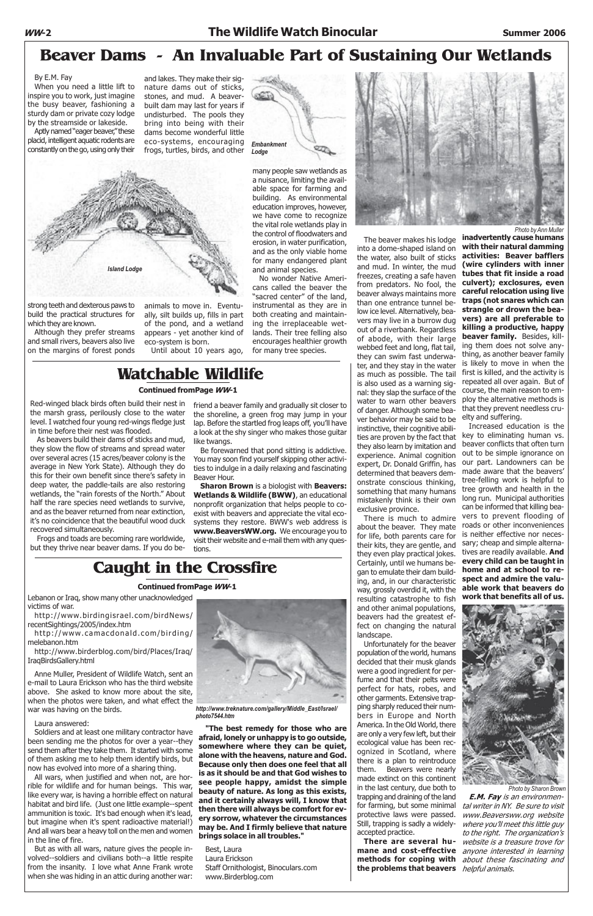# Beaver Dams - An Invaluable Part of Sustaining Our Wetlands

By E.M. Fay

When you need a little lift to inspire you to work, just imagine the busy beaver, fashioning a sturdy dam or private cozy lodge by the streamside or lakeside.

Aptly named "eager beaver," these placid, intelligent aquatic rodents are constantly on the go, using only their strong teeth and dexterous paws to build the practical structures for which they are known.

Although they prefer streams and small rivers, beavers also live on the margins of forest ponds and lakes. They make their signature dams out of sticks, stones, and mud. A beaver-built dam may last for years if undisturbed. The pools they bring into being with their dams become wonderful little eco-systems, encouraging frogs, turtles, birds, and other animals to move in. Eventually, silt builds up, fills in part of the pond, and a wetland appears - yet another kind of eco-system is born.

Until about 10 years ago, many people saw wetlands as a nuisance, limiting the available space for farming and building. As environmental education improves, however, we have come to recognize the vital role wetlands play in the control of floodwaters and erosion, in water purification, and as the only viable home for many endangered plant and animal species.

No wonder Native Americans called the beaver the "sacred center" of the land, instrumental as they are in both creating and maintaining the irreplaceable wetlands. Their tree felling also encourages healthier growth for many tree species.

*Embankment Lodge*

*Island Lodge*

*Photo by Ann Muller*

The beaver makes his lodge into a dome-shaped island on the water, also built of sticks and mud. In winter, the mud freezes, creating a safe haven from predators. No fool, the beaver always maintains more than one entrance tunnel below ice level. Alternatively, beavers may live in a burrow dug out of a riverbank. Regardless of abode, with their large webbed feet and long, flat tail, they can swim fast underwater, and they stay in the water as much as possible. The tail is also used as a warning signal: they slap the surface of the water to warn other beavers of danger. Although some beaver behavior may be said to be instinctive, their cognitive abilities are proven by the fact that they also learn by imitation and experience. Animal cognition expert, Dr. Donald Griffin, has determined that beavers demonstrate conscious thinking, something that many humans mistakenly think is their own exclusive province.

There is much to admire about the beaver. They mate for life, both parents care for their kits, they are gentle, and they even play practical jokes. Certainly, until we humans began to emulate their dam building, and, in our characteristic way, grossly overdid it, with the resulting catastrophe to fish and other animal populations, beavers had the greatest effect on changing the natural landscape.

Unfortunately for the beaver population of the world, humans decided that their musk glands were a good ingredient for perfume and that their pelts were perfect for hats, robes, and other garments. Extensive trapping sharply reduced their numbers in Europe and North America. In the Old World, there are only a very few left, but their ecological value has been recognized in Scotland, where there is a plan to reintroduce them. Beavers were nearly made extinct on this continent in the last century, due to both trapping and draining of the land for farming, but some minimal protective laws were passed. Still, trapping is sadly a widely-accepted practice.

**There are several humane and cost-effective methods for coping with the problems that beavers inadvertently cause humans with their natural damming activities: Beaver bafflers (wire cylinders with inner tubes that fit inside a road culvert); exclosures, even careful relocation using live traps (not snares which can strangle or drown the beavers) are all preferable to killing a productive, happy beaver family.** Besides, killing them does not solve anything, as another beaver family is likely to move in when the first is killed, and the activity is repeated all over again. But of course, the main reason to employ the alternative methods is that they prevent needless cruelty and suffering.

Increased education is the key to eliminating human vs. beaver conflicts that often turn out to be simple ignorance on our part. Landowners can be made aware that the beavers' tree-felling work is helpful to tree growth and health in the long run. Municipal authorities can be informed that killing beavers to prevent flooding of roads or other inconveniences is neither effective nor necessary; cheap and simple alternatives are readily available. **And every child can be taught in home and at school to respect and admire the valuable work that beavers do work that benefits all of us.**

*Photo by Sharon Brown*

***E.M. Fay** is an environmental writer in NY. Be sure to visit www.Beaversww.org website where you'll meet this little guy to the right. The organization's website is a treasure trove for anyone interested in learning about these fascinating and helpful animals.*

# Watchable Wildlife

**Continued fromPage *WW*-1**

Red-winged black birds often build their nest in the marsh grass, perilously close to the water level. I watched four young red-wings fledge just in time before their nest was flooded.

As beavers build their dams of sticks and mud, they slow the flow of streams and spread water over several acres (15 acres/beaver colony is the average in New York State). Although they do this for their own benefit since there's safety in deep water, the paddle-tails are also restoring wetlands, the "rain forests of the North." About half the rare species need wetlands to survive, and as the beaver returned from near extinction, it's no coincidence that the beautiful wood duck recovered simultaneously.

Frogs and toads are becoming rare worldwide, but they thrive near beaver dams. If you do befriend a beaver family and gradually sit closer to the shoreline, a green frog may jump in your lap. Before the startled frog leaps off, you'll have a look at the shy singer who makes those guitar like twangs.

Be forewarned that pond sitting is addictive. You may soon find yourself skipping other activities to indulge in a daily relaxing and fascinating Beaver Hour.

**Sharon Brown** is a biologist with **Beavers: Wetlands & Wildlife (BWW)**, an educational nonprofit organization that helps people to co-exist with beavers and appreciate the vital eco-systems they restore. BWW's web address is **www.BeaversWW.org.** We encourage you to visit their website and e-mail them with any questions.

# Caught in the Crossfire

**Continued fromPage *WW*-1**

Lebanon or Iraq, show many other unacknowledged victims of war.

http://www.birdingisrael.com/birdNews/recentSightings/2005/index.htm

http://www.camacdonald.com/birding/melebanon.htm

http://www.birderblog.com/bird/Places/Iraq/IraqBirdsGallery.html

Anne Muller, President of Wildlife Watch, sent an e-mail to Laura Erickson who has the third website above. She asked to know more about the site, when the photos were taken, and what effect the war was having on the birds.

*http://www.treknature.com/gallery/Middle_East/Israel/photo7544.htm*

Laura answered:

Soldiers and at least one military contractor have been sending me the photos for over a year--they send them after they take them. It started with some of them asking me to help them identify birds, but now has evolved into more of a sharing thing.

All wars, when justified and when not, are horrible for wildlife and for human beings. This war, like every war, is having a horrible effect on natural habitat and bird life. (Just one little example--spent ammunition is toxic. It's bad enough when it's lead, but imagine when it's spent radioactive material!) And all wars bear a heavy toll on the men and women in the line of fire.

But as with all wars, nature gives the people involved--soldiers and civilians both--a little respite from the insanity. I love what Anne Frank wrote when she was hiding in an attic during another war:

**"The best remedy for those who are afraid, lonely or unhappy is to go outside, somewhere where they can be quiet, alone with the heavens, nature and God. Because only then does one feel that all is as it should be and that God wishes to see people happy, amidst the simple beauty of nature. As long as this exists, and it certainly always will, I know that then there will always be comfort for every sorrow, whatever the circumstances may be. And I firmly believe that nature brings solace in all troubles."**

Best, Laura
Laura Erickson
Staff Ornithologist, Binoculars.com
www.Birderblog.com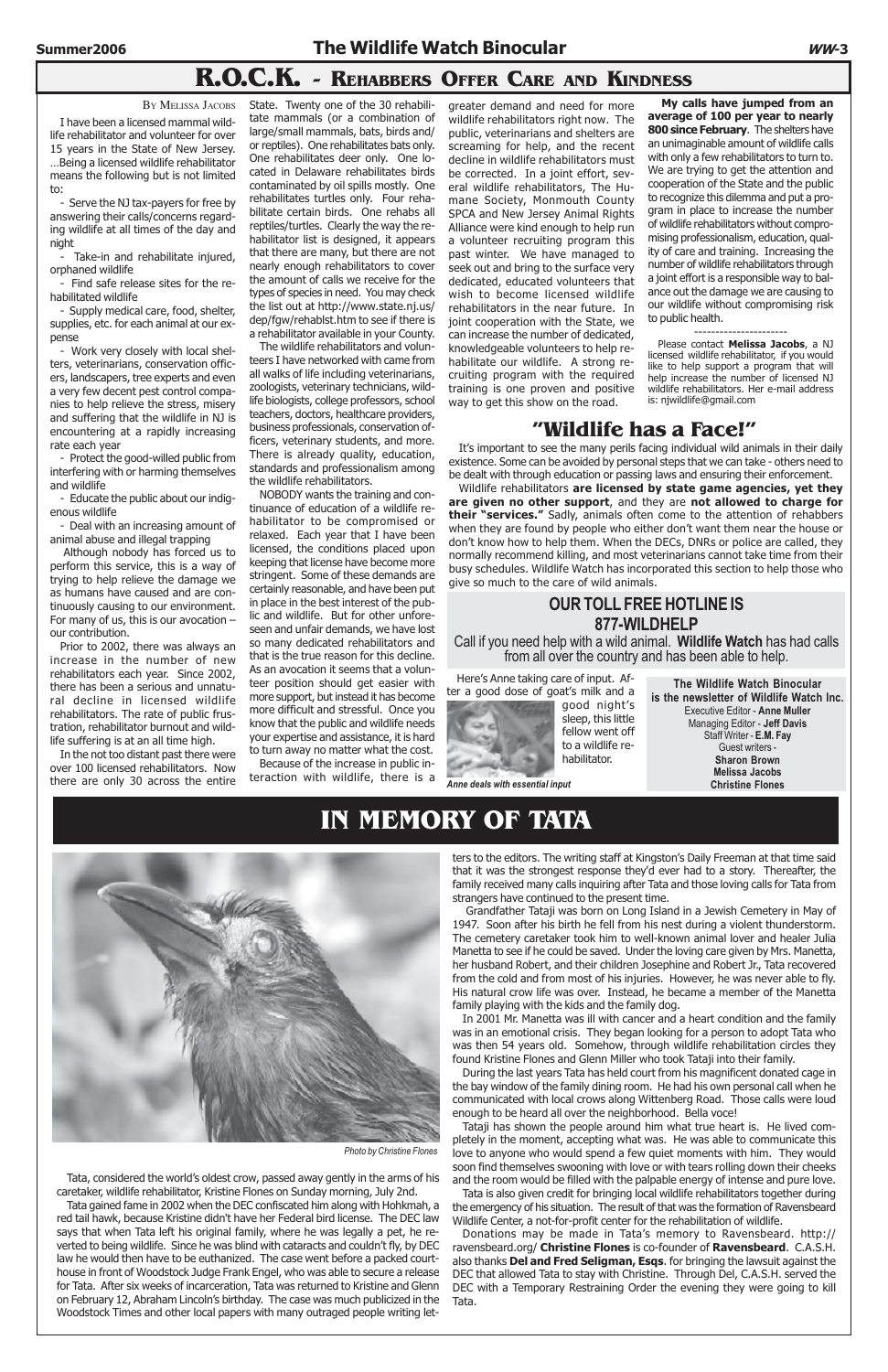# R.O.C.K. - Rehabbers Offer Care and Kindness

By Melissa Jacobs

I have been a licensed mammal wildlife rehabilitator and volunteer for over 15 years in the State of New Jersey. …Being a licensed wildlife rehabilitator means the following but is not limited to:

- Serve the NJ tax-payers for free by answering their calls/concerns regarding wildlife at all times of the day and night
- Take-in and rehabilitate injured, orphaned wildlife
- Find safe release sites for the rehabilitated wildlife
- Supply medical care, food, shelter, supplies, etc. for each animal at our expense
- Work very closely with local shelters, veterinarians, conservation officers, landscapers, tree experts and even a very few decent pest control companies to help relieve the stress, misery and suffering that the wildlife in NJ is encountering at a rapidly increasing rate each year
- Protect the good-willed public from interfering with or harming themselves and wildlife
- Educate the public about our indigenous wildlife
- Deal with an increasing amount of animal abuse and illegal trapping

Although nobody has forced us to perform this service, this is a way of trying to help relieve the damage we as humans have caused and are continuously causing to our environment. For many of us, this is our avocation – our contribution.

Prior to 2002, there was always an increase in the number of new rehabilitators each year. Since 2002, there has been a serious and unnatural decline in licensed wildlife rehabilitators. The rate of public frustration, rehabilitator burnout and wildlife suffering is at an all time high.

In the not too distant past there were over 100 licensed rehabilitators. Now there are only 30 across the entire State. Twenty one of the 30 rehabilitate mammals (or a combination of large/small mammals, bats, birds and/or reptiles). One rehabilitates bats only. One rehabilitates deer only. One located in Delaware rehabilitates birds contaminated by oil spills mostly. One rehabilitates turtles only. Four rehabilitate certain birds. One rehabs all reptiles/turtles. Clearly the way the rehabilitator list is designed, it appears that there are many, but there are not nearly enough rehabilitators to cover the amount of calls we receive for the types of species in need. You may check the list out at http://www.state.nj.us/dep/fgw/rehablst.htm to see if there is a rehabilitator available in your County.

The wildlife rehabilitators and volunteers I have networked with came from all walks of life including veterinarians, zoologists, veterinary technicians, wildlife biologists, college professors, school teachers, doctors, healthcare providers, business professionals, conservation officers, veterinary students, and more. There is already quality, education, standards and professionalism among the wildlife rehabilitators.

NOBODY wants the training and continuance of education of a wildlife rehabilitator to be compromised or relaxed. Each year that I have been licensed, the conditions placed upon keeping that license have become more stringent. Some of these demands are certainly reasonable, and have been put in place in the best interest of the public and wildlife. But for other unforeseen and unfair demands, we have lost so many dedicated rehabilitators and that is the true reason for this decline. As an avocation it seems that a volunteer position should get easier with more support, but instead it has become more difficult and stressful. Once you know that the public and wildlife needs your expertise and assistance, it is hard to turn away no matter what the cost.

Because of the increase in public interaction with wildlife, there is a greater demand and need for more wildlife rehabilitators right now. The public, veterinarians and shelters are screaming for help, and the recent decline in wildlife rehabilitators must be corrected. In a joint effort, several wildlife rehabilitators, The Humane Society, Monmouth County SPCA and New Jersey Animal Rights Alliance were kind enough to help run a volunteer recruiting program this past winter. We have managed to seek out and bring to the surface very dedicated, educated volunteers that wish to become licensed wildlife rehabilitators in the near future. In joint cooperation with the State, we can increase the number of dedicated, knowledgeable volunteers to help rehabilitate our wildlife. A strong recruiting program with the required training is one proven and positive way to get this show on the road.

**My calls have jumped from an average of 100 per year to nearly 800 since February**. The shelters have an unimaginable amount of wildlife calls with only a few rehabilitators to turn to. We are trying to get the attention and cooperation of the State and the public to recognize this dilemma and put a program in place to increase the number of wildlife rehabilitators without compromising professionalism, education, quality of care and training. Increasing the number of wildlife rehabilitators through a joint effort is a responsible way to balance out the damage we are causing to our wildlife without compromising risk to public health.

----------------------

Please contact **Melissa Jacobs**, a NJ licensed wildlife rehabilitator, if you would like to help support a program that will help increase the number of licensed NJ wildlife rehabilitators. Her e-mail address is: njwildlife@gmail.com

## "Wildlife has a Face!"

It's important to see the many perils facing individual wild animals in their daily existence. Some can be avoided by personal steps that we can take - others need to be dealt with through education or passing laws and ensuring their enforcement.

Wildlife rehabilitators **are licensed by state game agencies, yet they are given no other support**, and they are **not allowed to charge for their "services."** Sadly, animals often come to the attention of rehabbers when they are found by people who either don't want them near the house or don't know how to help them. When the DECs, DNRs or police are called, they normally recommend killing, and most veterinarians cannot take time from their busy schedules. Wildlife Watch has incorporated this section to help those who give so much to the care of wild animals.

### OUR TOLL FREE HOTLINE IS 877-WILDHELP

Call if you need help with a wild animal. **Wildlife Watch** has had calls from all over the country and has been able to help.

Here's Anne taking care of input. After a good dose of goat's milk and a good night's sleep, this little fellow went off to a wildlife rehabilitator.

*Anne deals with essential input*

**The Wildlife Watch Binocular is the newsletter of Wildlife Watch Inc.**
Executive Editor - **Anne Muller**
Managing Editor - **Jeff Davis**
Staff Writer - **E.M. Fay**
Guest writers -
**Sharon Brown**
**Melissa Jacobs**
**Christine Flones**

# IN MEMORY OF TATA

*Photo by Christine Flones*

Tata, considered the world's oldest crow, passed away gently in the arms of his caretaker, wildlife rehabilitator, Kristine Flones on Sunday morning, July 2nd.

Tata gained fame in 2002 when the DEC confiscated him along with Hohkmah, a red tail hawk, because Kristine didn't have her Federal bird license. The DEC law says that when Tata left his original family, where he was legally a pet, he reverted to being wildlife. Since he was blind with cataracts and couldn't fly, by DEC law he would then have to be euthanized. The case went before a packed courthouse in front of Woodstock Judge Frank Engel, who was able to secure a release for Tata. After six weeks of incarceration, Tata was returned to Kristine and Glenn on February 12, Abraham Lincoln's birthday. The case was much publicized in the Woodstock Times and other local papers with many outraged people writing letters to the editors. The writing staff at Kingston's Daily Freeman at that time said that it was the strongest response they'd ever had to a story. Thereafter, the family received many calls inquiring after Tata and those loving calls for Tata from strangers have continued to the present time.

Grandfather Tataji was born on Long Island in a Jewish Cemetery in May of 1947. Soon after his birth he fell from his nest during a violent thunderstorm. The cemetery caretaker took him to well-known animal lover and healer Julia Manetta to see if he could be saved. Under the loving care given by Mrs. Manetta, her husband Robert, and their children Josephine and Robert Jr., Tata recovered from the cold and from most of his injuries. However, he was never able to fly. His natural crow life was over. Instead, he became a member of the Manetta family playing with the kids and the family dog.

In 2001 Mr. Manetta was ill with cancer and a heart condition and the family was in an emotional crisis. They began looking for a person to adopt Tata who was then 54 years old. Somehow, through wildlife rehabilitation circles they found Kristine Flones and Glenn Miller who took Tataji into their family.

During the last years Tata has held court from his magnificent donated cage in the bay window of the family dining room. He had his own personal call when he communicated with local crows along Wittenberg Road. Those calls were loud enough to be heard all over the neighborhood. Bella voce!

Tataji has shown the people around him what true heart is. He lived completely in the moment, accepting what was. He was able to communicate this love to anyone who would spend a few quiet moments with him. They would soon find themselves swooning with love or with tears rolling down their cheeks and the room would be filled with the palpable energy of intense and pure love.

Tata is also given credit for bringing local wildlife rehabilitators together during the emergency of his situation. The result of that was the formation of Ravensbeard Wildlife Center, a not-for-profit center for the rehabilitation of wildlife.

Donations may be made in Tata's memory to Ravensbeard. http://ravensbeard.org/ **Christine Flones** is co-founder of **Ravensbeard**. C.A.S.H. also thanks **Del and Fred Seligman, Esqs**. for bringing the lawsuit against the DEC that allowed Tata to stay with Christine. Through Del, C.A.S.H. served the DEC with a Temporary Restraining Order the evening they were going to kill Tata.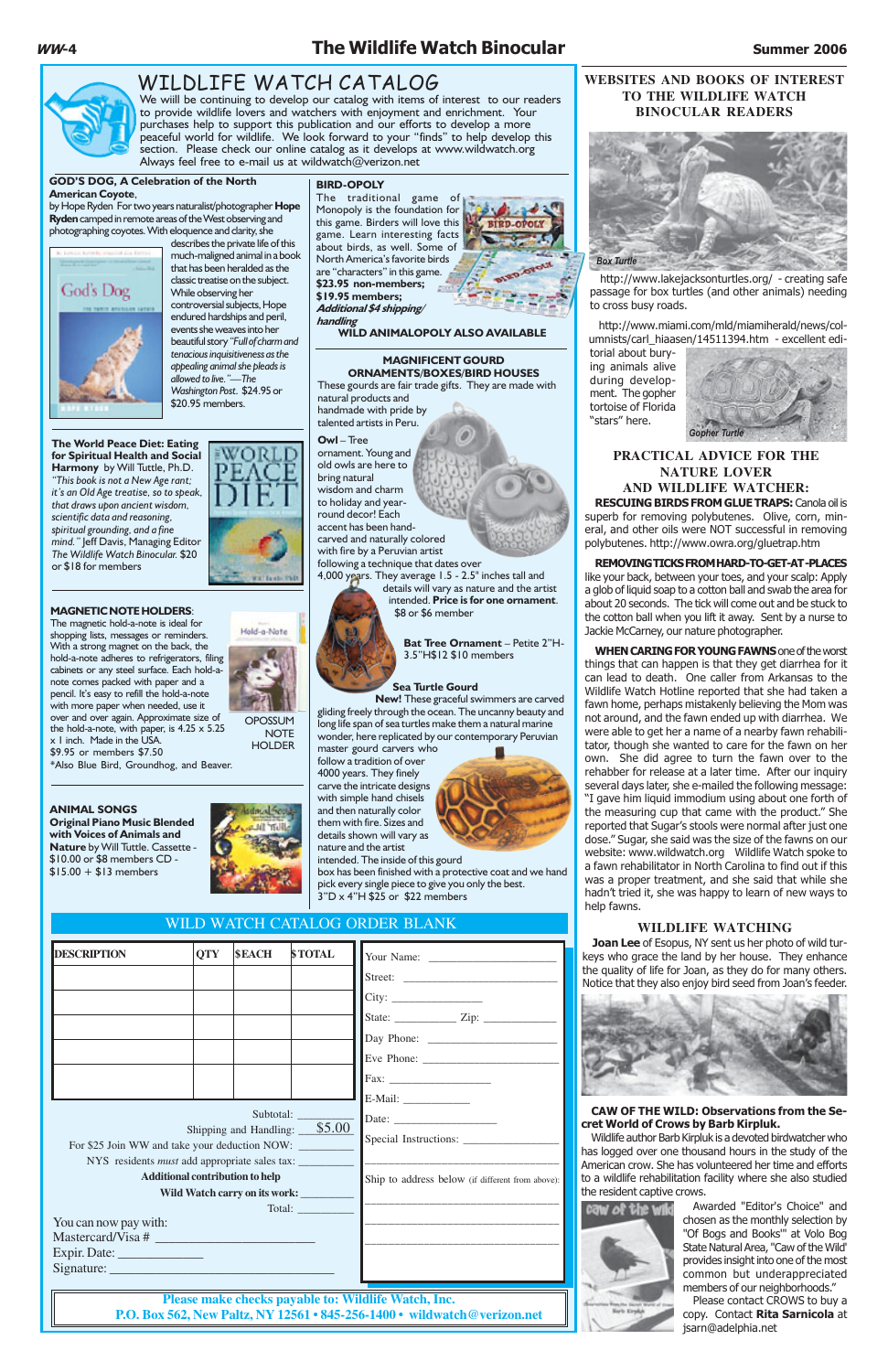# WILDLIFE WATCH CATALOG

We willl be continuing to develop our catalog with items of interest to our readers to provide wildlife lovers and watchers with enjoyment and enrichment. Your purchases help to support this publication and our efforts to develop a more peaceful world for wildlife. We look forward to your "finds" to help develop this section. Please check our online catalog as it develops at www.wildwatch.org Always feel free to e-mail us at wildwatch@verizon.net

**GOD'S DOG, A Celebration of the North American Coyote,**
by Hope Ryden For two years naturalist/photographer **Hope Ryden** camped in remote areas of the West observing and photographing coyotes. With eloquence and clarity, she describes the private life of this much-maligned animal in a book that has been heralded as the classic treatise on the subject. While observing her controversial subjects, Hope endured hardships and peril, events she weaves into her beautiful story *"Full of charm and tenacious inquisitiveness as the appealing animal she pleads is allowed to live."—The Washington Post*. $24.95 or $20.95 members.

**The World Peace Diet: Eating for Spiritual Health and Social Harmony** by Will Tuttle, Ph.D. *"This book is not a New Age rant; it's an Old Age treatise, so to speak, that draws upon ancient wisdom, scientific data and reasoning, spiritual grounding, and a fine mind."* Jeff Davis, Managing Editor *The Wildlife Watch Binocular.* $20 or $18 for members

**MAGNETIC NOTE HOLDERS**:
The magnetic hold-a-note is ideal for shopping lists, messages or reminders. With a strong magnet on the back, the hold-a-note adheres to refrigerators, filing cabinets or any steel surface. Each hold-a-note comes packed with paper and a pencil. It's easy to refill the hold-a-note with more paper when needed, use it over and over again. Approximate size of the hold-a-note, with paper, is 4.25 x 5.25 x 1 inch. Made in the USA.
$9.95 or members $7.50
*Also Blue Bird, Groundhog, and Beaver.

OPOSSUM NOTE HOLDER

**ANIMAL SONGS**
**Original Piano Music Blended with Voices of Animals and Nature** by Will Tuttle. Cassette - $10.00 or $8 members CD - $15.00 + $13 members

**BIRD-OPOLY**
The traditional game of Monopoly is the foundation for this game. Birders will love this game. Learn interesting facts about birds, as well. Some of North America's favorite birds are "characters" in this game.
**$23.95 non-members;**
**$19.95 members;**
***Additional $4 shipping/ handling***
**WILD ANIMALOPOLY ALSO AVAILABLE**

**MAGNIFICENT GOURD ORNAMENTS/BOXES/BIRD HOUSES**
These gourds are fair trade gifts. They are made with natural products and handmade with pride by talented artists in Peru.

**Owl** – Tree ornament. Young and old owls are here to bring natural wisdom and charm to holiday and year-round decor! Each accent has been hand-carved and naturally colored with fire by a Peruvian artist following a technique that dates over 4,000 years. They average 1.5 - 2.5" inches tall and details will vary as nature and the artist intended. **Price is for one ornament.** $8 or $6 member

**Bat Tree Ornament** – Petite 2"H-3.5"H$12 $10 members

**Sea Turtle Gourd**
**New!** These graceful swimmers are carved gliding freely through the ocean. The uncanny beauty and long life span of sea turtles make them a natural marine wonder, here replicated by our contemporary Peruvian master gourd carvers who follow a tradition of over 4000 years. They finely carve the intricate designs with simple hand chisels and then naturally color them with fire. Sizes and details shown will vary as nature and the artist intended. The inside of this gourd box has been finished with a protective coat and we hand pick every single piece to give you only the best.
3"D x 4"H $25 or $22 members

## WILD WATCH CATALOG ORDER BLANK

| DESCRIPTION | QTY | $EACH | $TOTAL |
|---|---|---|---|
| | | | |
| | | | |
| | | | |
| | | | |
| | | | |

Subtotal: ________
Shipping and Handling: $5.00
For $25 Join WW and take your deduction NOW: ________
NYS residents *must* add appropriate sales tax: ________
**Additional contribution to help**
**Wild Watch carry on its work:** ________
Total: ________

You can now pay with:
Mastercard/Visa # ____________________
Expir. Date: ____________
Signature: ____________________

Your Name: ____________________
Street: ____________________
City: ____________
State: ________ Zip: ________
Day Phone: ____________________
Eve Phone: ____________________
Fax: ____________
E-Mail: ____________
Date: ____________
Special Instructions: ____________________

Ship to address below (if different from above):

**Please make checks payable to: Wildlife Watch, Inc.**
**P.O. Box 562, New Paltz, NY 12561 • 845-256-1400 • wildwatch@verizon.net**

## WEBSITES AND BOOKS OF INTEREST TO THE WILDLIFE WATCH BINOCULAR READERS

Box Turtle

http://www.lakejacksonturtles.org/ - creating safe passage for box turtles (and other animals) needing to cross busy roads.

http://www.miami.com/mld/miamiherald/news/columnists/carl_hiaasen/14511394.htm - excellent editorial about burying animals alive during development. The gopher tortoise of Florida "stars" here.

Gopher Turtle

## PRACTICAL ADVICE FOR THE NATURE LOVER AND WILDLIFE WATCHER:

**RESCUING BIRDS FROM GLUE TRAPS:** Canola oil is superb for removing polybutenes. Olive, corn, mineral, and other oils were NOT successful in removing polybutenes. http://www.owra.org/gluetrap.htm

**REMOVING TICKS FROM HARD-TO-GET-AT-PLACES** like your back, between your toes, and your scalp: Apply a glob of liquid soap to a cotton ball and swab the area for about 20 seconds. The tick will come out and be stuck to the cotton ball when you lift it away. Sent by a nurse to Jackie McCarney, our nature photographer.

**WHEN CARING FOR YOUNG FAWNS** one of the worst things that can happen is that they get diarrhea for it can lead to death. One caller from Arkansas to the Wildlife Watch Hotline reported that she had taken a fawn home, perhaps mistakenly believing the Mom was not around, and the fawn ended up with diarrhea. We were able to get her a name of a nearby fawn rehabilitator, though she wanted to care for the fawn on her own. She did agree to turn the fawn over to the rehabber for release at a later time. After our inquiry several days later, she e-mailed the following message: "I gave him liquid immodium using about one forth of the measuring cup that came with the product." She reported that Sugar's stools were normal after just one dose." Sugar, she said was the size of the fawns on our website: www.wildwatch.org Wildlife Watch spoke to a fawn rehabilitator in North Carolina to find out if this was a proper treatment, and she said that while she hadn't tried it, she was happy to learn of new ways to help fawns.

## WILDLIFE WATCHING

**Joan Lee** of Esopus, NY sent us her photo of wild turkeys who grace the land by her house. They enhance the quality of life for Joan, as they do for many others. Notice that they also enjoy bird seed from Joan's feeder.

**CAW OF THE WILD: Observations from the Secret World of Crows by Barb Kirpluk.**
Wildlife author Barb Kirpluk is a devoted birdwatcher who has logged over one thousand hours in the study of the American crow. She has volunteered her time and efforts to a wildlife rehabilitation facility where she also studied the resident captive crows.

Awarded "Editor's Choice" and chosen as the monthly selection by "Of Bogs and Books" at Volo Bog State Natural Area, "Caw of the Wild" provides insight into one of the most common but underappreciated members of our neighborhoods."

Please contact CROWS to buy a copy. Contact **Rita Sarnicola** at jsarn@adelphia.net